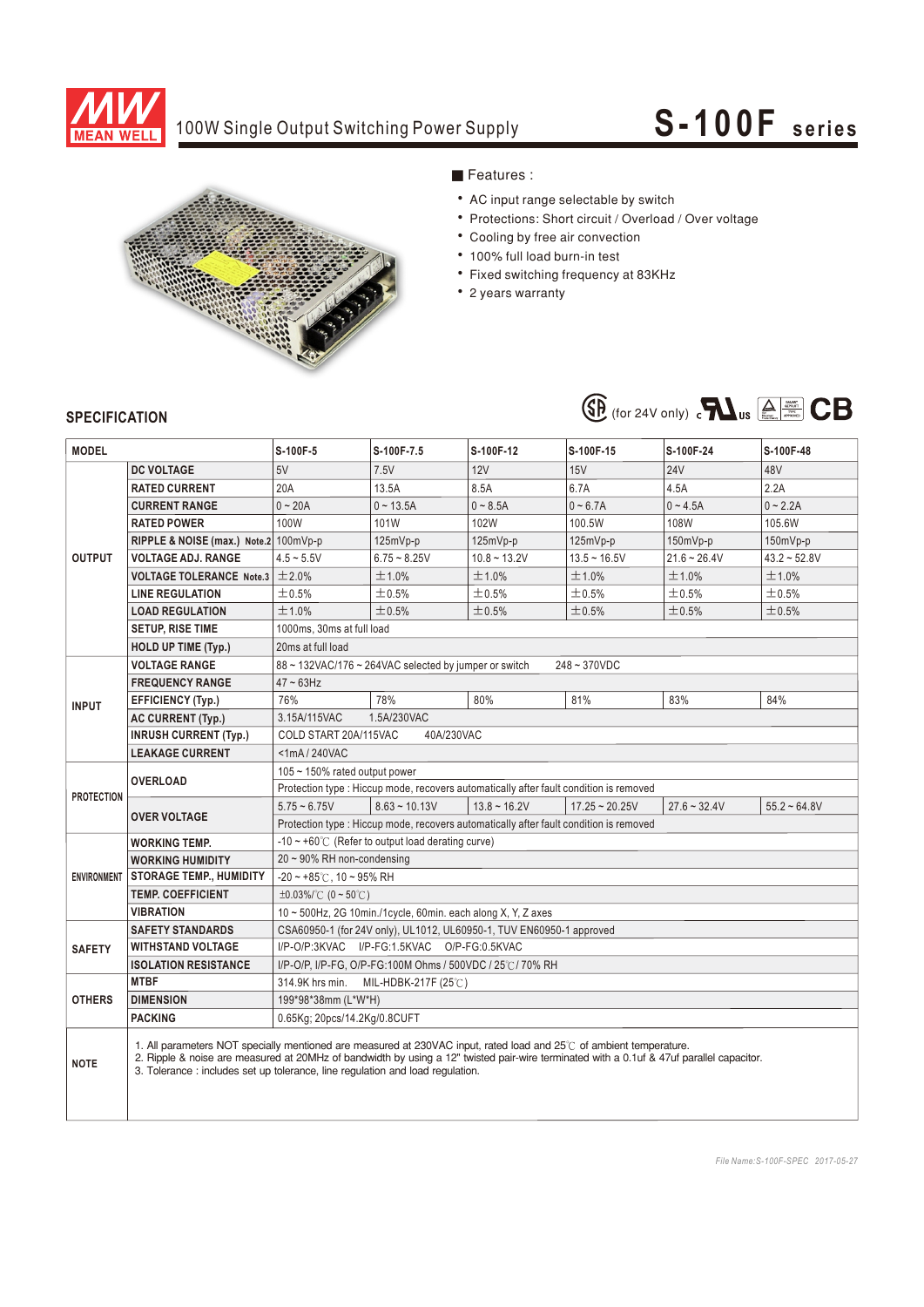# 100W Single Output Switching Power Supply

# S-100F series

## ■ Features :

- AC input range selectable by switch
- Protections: Short circuit / Overload / Over voltage
- Cooling by free air convection
- 100% full load burn-in test
- Fixed switching frequency at 83KHz
- 2 years warranty

(for 24V only)

## SPECIFICATION

| MODEL | | S-100F-5 | S-100F-7.5 | S-100F-12 | S-100F-15 | S-100F-24 | S-100F-48 |
|---|---|---|---|---|---|---|---|
| OUTPUT | DC VOLTAGE | 5V | 7.5V | 12V | 15V | 24V | 48V |
| | RATED CURRENT | 20A | 13.5A | 8.5A | 6.7A | 4.5A | 2.2A |
| | CURRENT RANGE | 0 ~ 20A | 0 ~ 13.5A | 0 ~ 8.5A | 0 ~ 6.7A | 0 ~ 4.5A | 0 ~ 2.2A |
| | RATED POWER | 100W | 101W | 102W | 100.5W | 108W | 105.6W |
| | RIPPLE & NOISE (max.) Note.2 | 100mVp-p | 125mVp-p | 125mVp-p | 125mVp-p | 150mVp-p | 150mVp-p |
| | VOLTAGE ADJ. RANGE | 4.5 ~ 5.5V | 6.75 ~ 8.25V | 10.8 ~ 13.2V | 13.5 ~ 16.5V | 21.6 ~ 26.4V | 43.2 ~ 52.8V |
| | VOLTAGE TOLERANCE Note.3 | ±2.0% | ±1.0% | ±1.0% | ±1.0% | ±1.0% | ±1.0% |
| | LINE REGULATION | ±0.5% | ±0.5% | ±0.5% | ±0.5% | ±0.5% | ±0.5% |
| | LOAD REGULATION | ±1.0% | ±0.5% | ±0.5% | ±0.5% | ±0.5% | ±0.5% |
| | SETUP, RISE TIME | 1000ms, 30ms at full load | | | | | |
| | HOLD UP TIME (Typ.) | 20ms at full load | | | | | |
| INPUT | VOLTAGE RANGE | 88 ~ 132VAC/176 ~ 264VAC selected by jumper or switch &nbsp;&nbsp; 248 ~ 370VDC | | | | | |
| | FREQUENCY RANGE | 47 ~ 63Hz | | | | | |
| | EFFICIENCY (Typ.) | 76% | 78% | 80% | 81% | 83% | 84% |
| | AC CURRENT (Typ.) | 3.15A/115VAC &nbsp;&nbsp; 1.5A/230VAC | | | | | |
| | INRUSH CURRENT (Typ.) | COLD START 20A/115VAC &nbsp;&nbsp; 40A/230VAC | | | | | |
| | LEAKAGE CURRENT | <1mA / 240VAC | | | | | |
| PROTECTION | OVERLOAD | 105 ~ 150% rated output power | | | | | |
| | | Protection type : Hiccup mode, recovers automatically after fault condition is removed | | | | | |
| | OVER VOLTAGE | 5.75 ~ 6.75V | 8.63 ~ 10.13V | 13.8 ~ 16.2V | 17.25 ~ 20.25V | 27.6 ~ 32.4V | 55.2 ~ 64.8V |
| | | Protection type : Hiccup mode, recovers automatically after fault condition is removed | | | | | |
| ENVIRONMENT | WORKING TEMP. | -10 ~ +60℃ (Refer to output load derating curve) | | | | | |
| | WORKING HUMIDITY | 20 ~ 90% RH non-condensing | | | | | |
| | STORAGE TEMP., HUMIDITY | -20 ~ +85℃, 10 ~ 95% RH | | | | | |
| | TEMP. COEFFICIENT | ±0.03%/℃ (0 ~ 50℃) | | | | | |
| | VIBRATION | 10 ~ 500Hz, 2G 10min./1cycle, 60min. each along X, Y, Z axes | | | | | |
| SAFETY | SAFETY STANDARDS | CSA60950-1 (for 24V only), UL1012, UL60950-1 approved, TUV EN60950-1 approved | | | | | |
| | WITHSTAND VOLTAGE | I/P-O/P:3KVAC &nbsp;&nbsp; I/P-FG:1.5KVAC &nbsp;&nbsp; O/P-FG:0.5KVAC | | | | | |
| | ISOLATION RESISTANCE | I/P-O/P, I/P-FG, O/P-FG:100M Ohms / 500VDC / 25℃/ 70% RH | | | | | |
| OTHERS | MTBF | 314.9K hrs min. &nbsp;&nbsp; MIL-HDBK-217F (25℃) | | | | | |
| | DIMENSION | 199*98*38mm (L*W*H) | | | | | |
| | PACKING | 0.65Kg; 20pcs/14.2Kg/0.8CUFT | | | | | |
| NOTE | 1. All parameters NOT specially mentioned are measured at 230VAC input, rated load and 25℃ of ambient temperature.<br>2. Ripple & noise are measured at 20MHz of bandwidth by using a 12" twisted pair-wire terminated with a 0.1uf & 47uf parallel capacitor.<br>3. Tolerance : includes set up tolerance, line regulation and load regulation. | | | | | | |

*File Name:S-100F-SPEC 2017-05-27*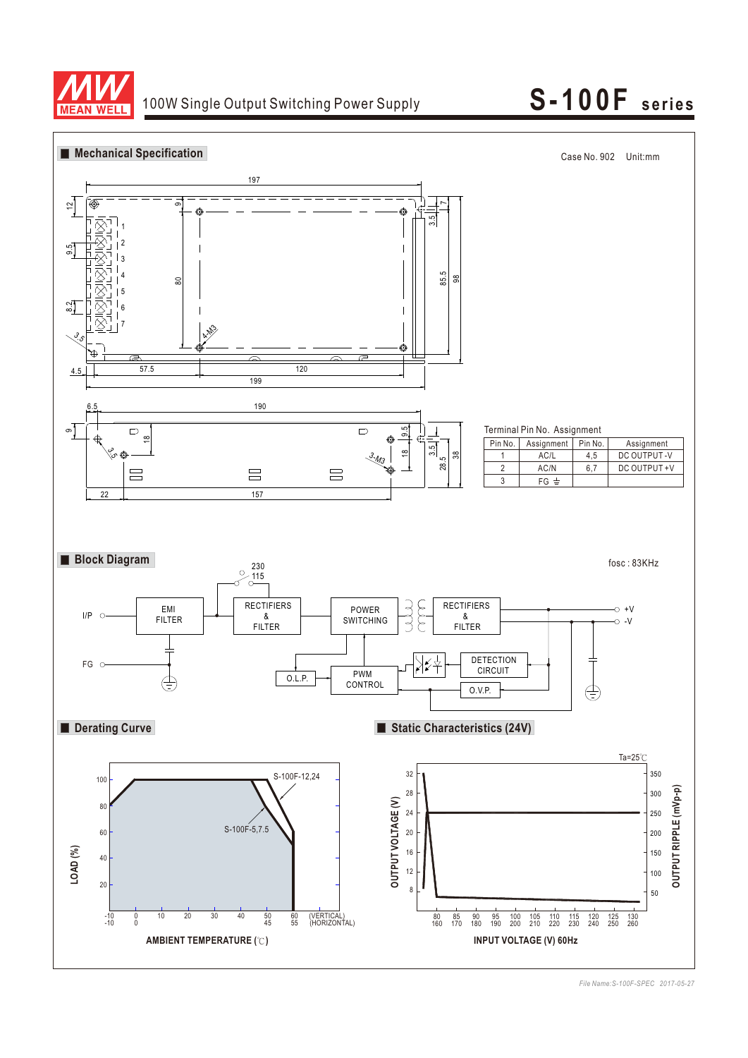100W Single Output Switching Power Supply

# S-100F series

## Mechanical Specification

Case No. 902 Unit:mm

197

12

9.5

8.2

3.5

9

4-M3

80

7

3.5

85.5

98

1 2 3 4 5 6 7

4.5

57.5

120

199

6.5

190

9

3.5

18

9.5

3-M3

18

3.5

28.5

38

22

157

Terminal Pin No. Assignment

| Pin No. | Assignment | Pin No. | Assignment |
|---|---|---|---|
| 1 | AC/L | 4,5 | DC OUTPUT -V |
| 2 | AC/N | 6,7 | DC OUTPUT +V |
| 3 | FG ⏚ | | |

## Block Diagram

fosc : 83KHz

I/P

FG

EMI FILTER

230

115

RECTIFIERS & FILTER

POWER SWITCHING

RECTIFIERS & FILTER

+V

-V

O.L.P.

PWM CONTROL

DETECTION CIRCUIT

O.V.P.

## Derating Curve

LOAD (%)

100

80

60

40

20

S-100F-12,24

S-100F-5,7.5

-10 -10

0 0

10

20

30

40

50 45

60 55

(VERTICAL) (HORIZONTAL)

AMBIENT TEMPERATURE (℃)

## Static Characteristics (24V)

Ta=25℃

OUTPUT VOLTAGE (V)

32

28

24

20

16

12

8

OUTPUT RIPPLE (mVp-p)

350

300

250

200

150

100

50

80 160

85 170

90 180

95 190

100 200

105 210

110 220

115 230

120 240

125 250

130 260

INPUT VOLTAGE (V) 60Hz

File Name:S-100F-SPEC 2017-05-27